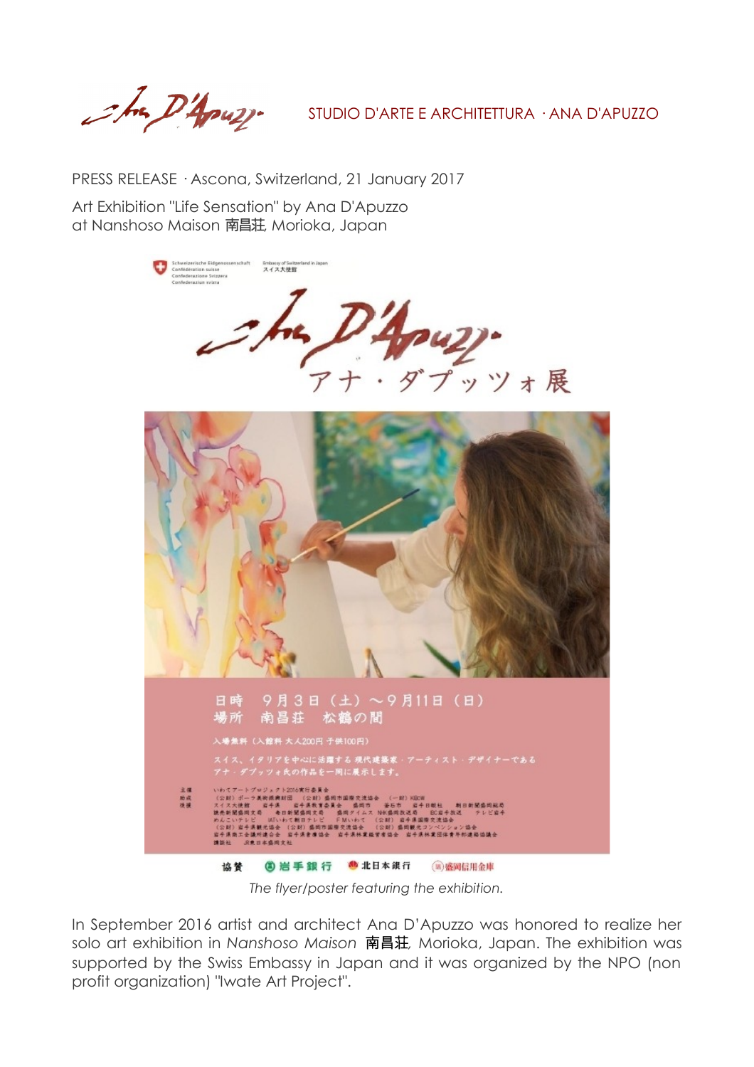STUDIO D'ARTE E ARCHITETTURA · ANA D'APUZZO

PRESS RELEASE · Ascona, Switzerland, 21 January 2017

Art Exhibition "Life Sensation" by Ana D'Apuzzo
at Nanshoso Maison 南昌荘, Morioka, Japan

*The flyer/poster featuring the exhibition.*

In September 2016 artist and architect Ana D'Apuzzo was honored to realize her solo art exhibition in *Nanshoso Maison* 南昌荘, Morioka, Japan. The exhibition was supported by the Swiss Embassy in Japan and it was organized by the NPO (non profit organization) "Iwate Art Project".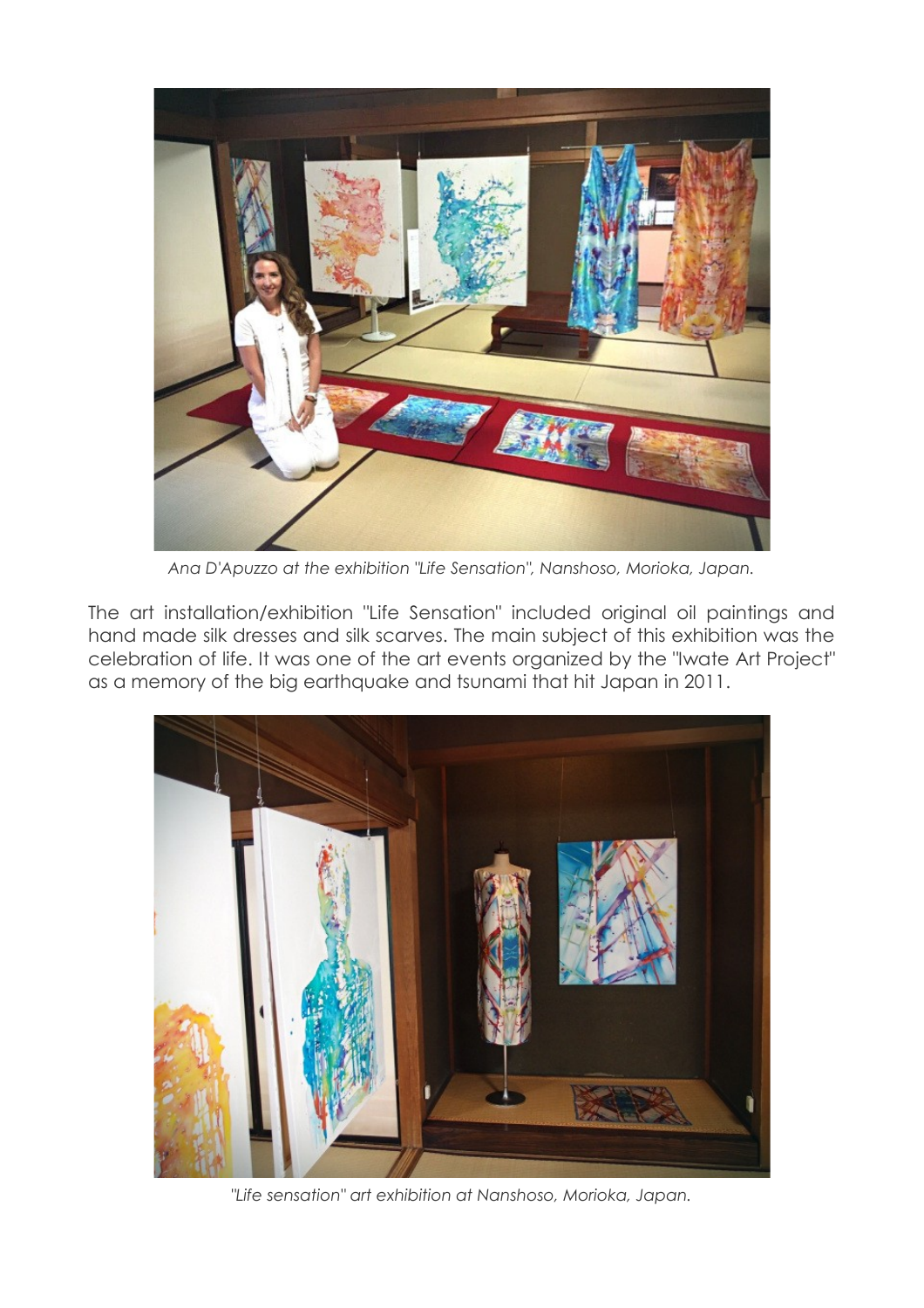*Ana D'Apuzzo at the exhibition "Life Sensation", Nanshoso, Morioka, Japan.*

The art installation/exhibition "Life Sensation" included original oil paintings and hand made silk dresses and silk scarves. The main subject of this exhibition was the celebration of life. It was one of the art events organized by the "Iwate Art Project" as a memory of the big earthquake and tsunami that hit Japan in 2011.

*"Life sensation" art exhibition at Nanshoso, Morioka, Japan.*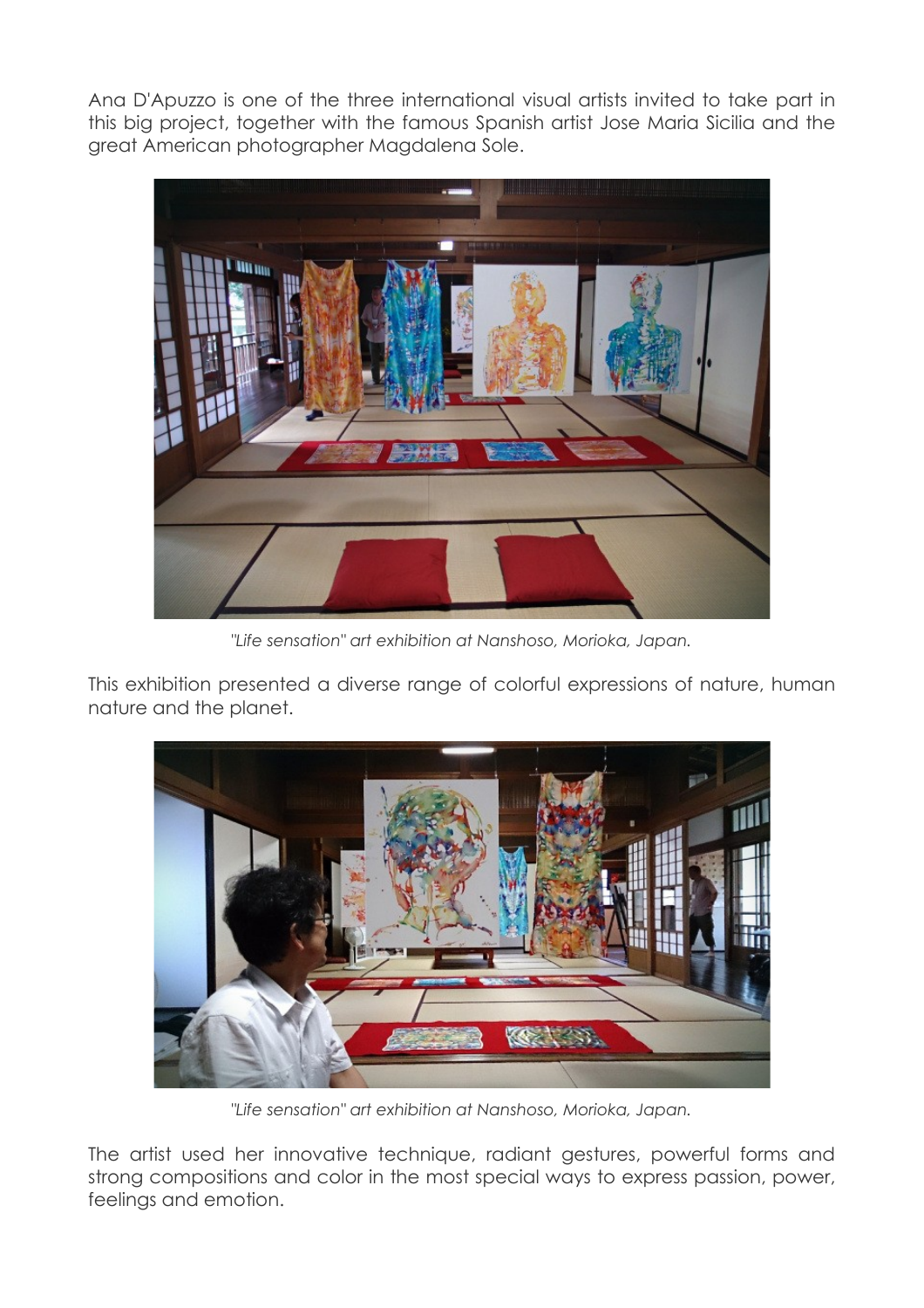Ana D'Apuzzo is one of the three international visual artists invited to take part in this big project, together with the famous Spanish artist Jose Maria Sicilia and the great American photographer Magdalena Sole.

*"Life sensation" art exhibition at Nanshoso, Morioka, Japan.*

This exhibition presented a diverse range of colorful expressions of nature, human nature and the planet.

*"Life sensation" art exhibition at Nanshoso, Morioka, Japan.*

The artist used her innovative technique, radiant gestures, powerful forms and strong compositions and color in the most special ways to express passion, power, feelings and emotion.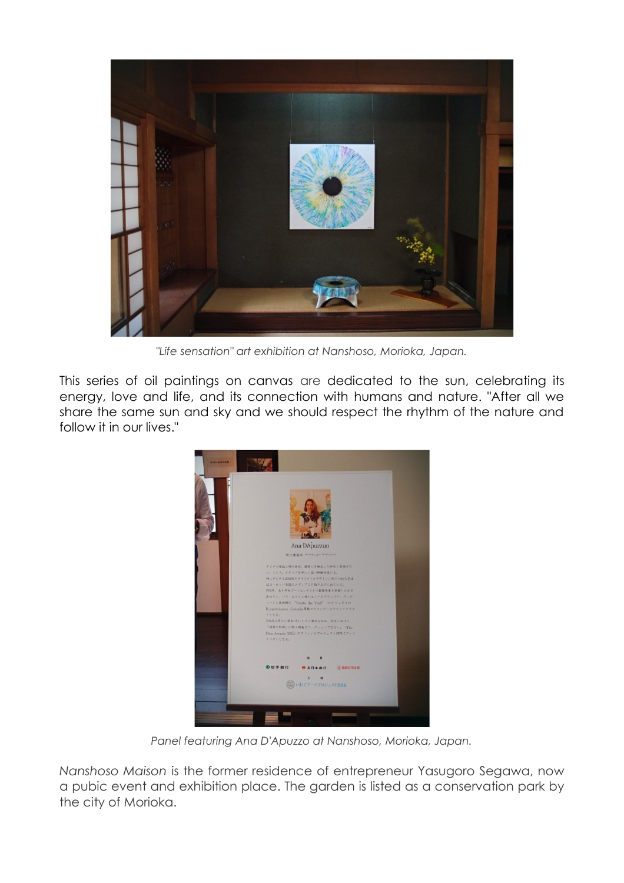*"Life sensation" art exhibition at Nanshoso, Morioka, Japan.*

This series of oil paintings on canvas are dedicated to the sun, celebrating its energy, love and life, and its connection with humans and nature. "After all we share the same sun and sky and we should respect the rhythm of the nature and follow it in our lives."

*Panel featuring Ana D'Apuzzo at Nanshoso, Morioka, Japan.*

*Nanshoso Maison* is the former residence of entrepreneur Yasugoro Segawa, now a pubic event and exhibition place. The garden is listed as a conservation park by the city of Morioka.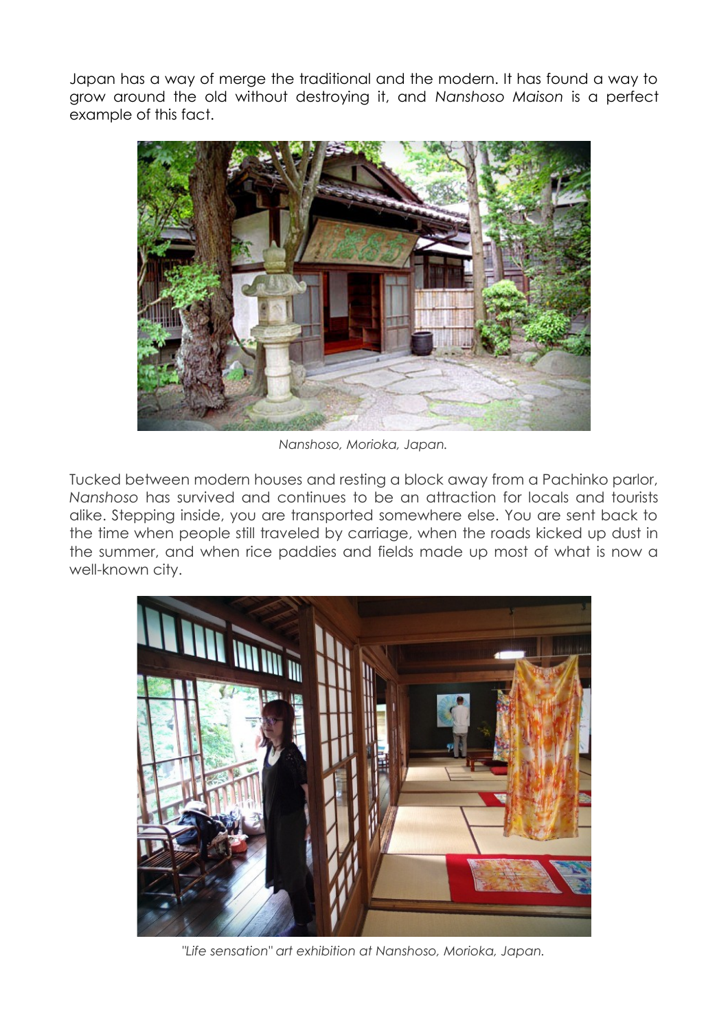Japan has a way of merge the traditional and the modern. It has found a way to grow around the old without destroying it, and *Nanshoso Maison* is a perfect example of this fact.

*Nanshoso, Morioka, Japan.*

Tucked between modern houses and resting a block away from a Pachinko parlor, *Nanshoso* has survived and continues to be an attraction for locals and tourists alike. Stepping inside, you are transported somewhere else. You are sent back to the time when people still traveled by carriage, when the roads kicked up dust in the summer, and when rice paddies and fields made up most of what is now a well-known city.

*"Life sensation" art exhibition at Nanshoso, Morioka, Japan.*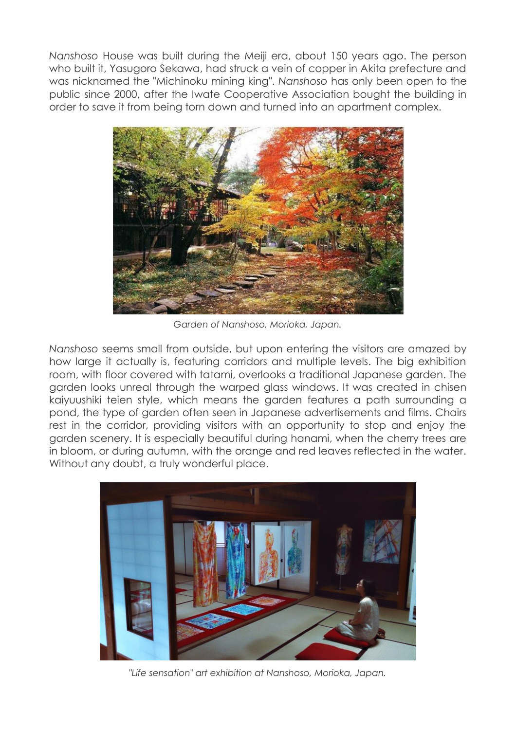*Nanshoso* House was built during the Meiji era, about 150 years ago. The person who built it, Yasugoro Sekawa, had struck a vein of copper in Akita prefecture and was nicknamed the "Michinoku mining king". *Nanshoso* has only been open to the public since 2000, after the Iwate Cooperative Association bought the building in order to save it from being torn down and turned into an apartment complex.

*Garden of Nanshoso, Morioka, Japan.*

*Nanshoso* seems small from outside, but upon entering the visitors are amazed by how large it actually is, featuring corridors and multiple levels. The big exhibition room, with floor covered with tatami, overlooks a traditional Japanese garden. The garden looks unreal through the warped glass windows. It was created in chisen kaiyuushiki teien style, which means the garden features a path surrounding a pond, the type of garden often seen in Japanese advertisements and films. Chairs rest in the corridor, providing visitors with an opportunity to stop and enjoy the garden scenery. It is especially beautiful during hanami, when the cherry trees are in bloom, or during autumn, with the orange and red leaves reflected in the water. Without any doubt, a truly wonderful place.

*"Life sensation" art exhibition at Nanshoso, Morioka, Japan.*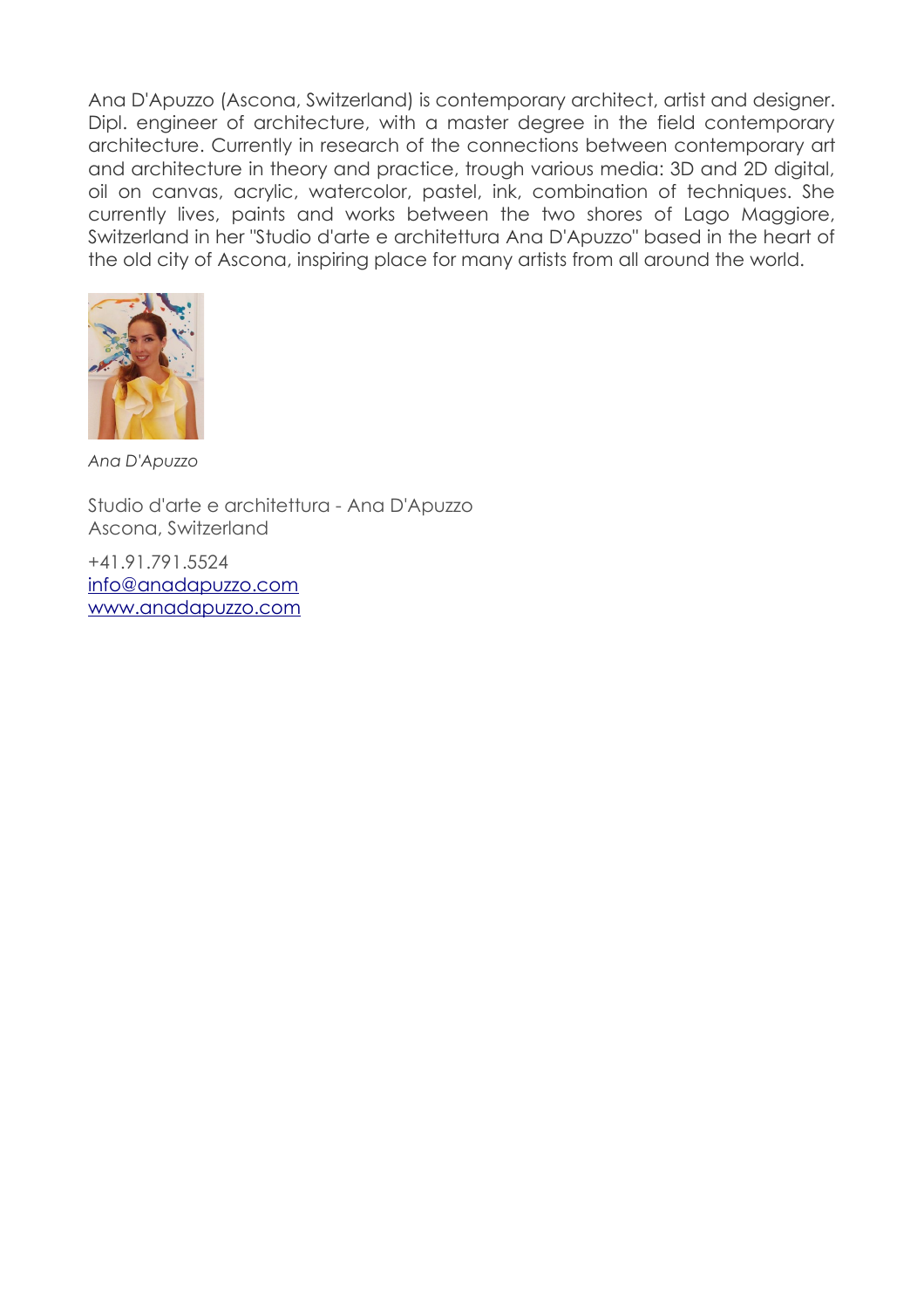Ana D'Apuzzo (Ascona, Switzerland) is contemporary architect, artist and designer. Dipl. engineer of architecture, with a master degree in the field contemporary architecture. Currently in research of the connections between contemporary art and architecture in theory and practice, trough various media: 3D and 2D digital, oil on canvas, acrylic, watercolor, pastel, ink, combination of techniques. She currently lives, paints and works between the two shores of Lago Maggiore, Switzerland in her "Studio d'arte e architettura Ana D'Apuzzo" based in the heart of the old city of Ascona, inspiring place for many artists from all around the world.

*Ana D'Apuzzo*

Studio d'arte e architettura - Ana D'Apuzzo
Ascona, Switzerland

+41.91.791.5524
[info@anadapuzzo.com](mailto:info@anadapuzzo.com)
[www.anadapuzzo.com](http://www.anadapuzzo.com)